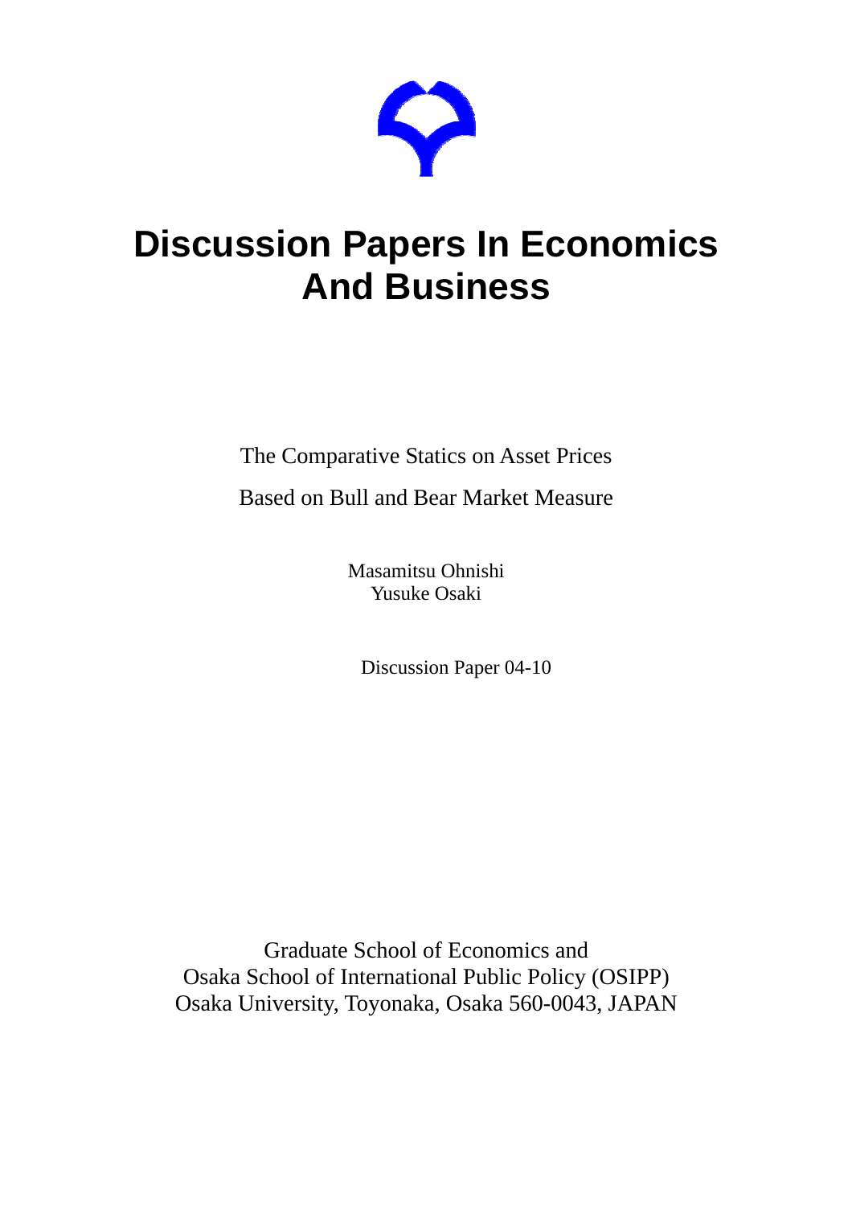# Discussion Papers In Economics And Business

The Comparative Statics on Asset Prices

Based on Bull and Bear Market Measure

Masamitsu Ohnishi
Yusuke Osaki

Discussion Paper 04-10

Graduate School of Economics and
Osaka School of International Public Policy (OSIPP)
Osaka University, Toyonaka, Osaka 560-0043, JAPAN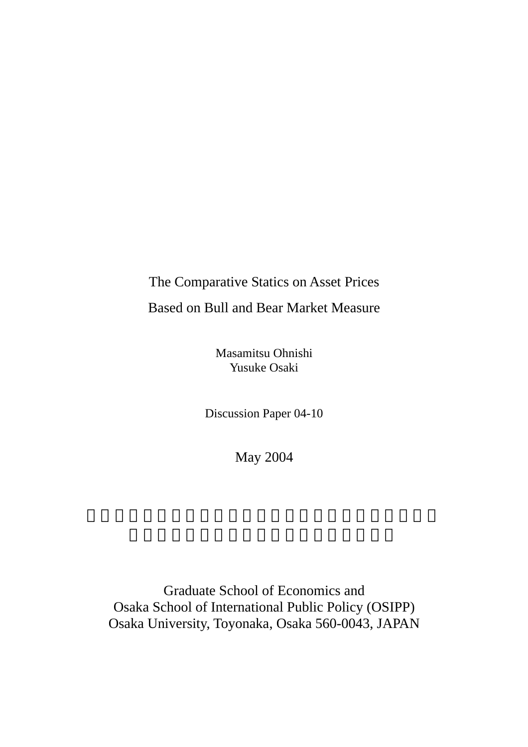The Comparative Statics on Asset Prices

Based on Bull and Bear Market Measure

Masamitsu Ohnishi
Yusuke Osaki

Discussion Paper 04-10

May 2004

Graduate School of Economics and
Osaka School of International Public Policy (OSIPP)
Osaka University, Toyonaka, Osaka 560-0043, JAPAN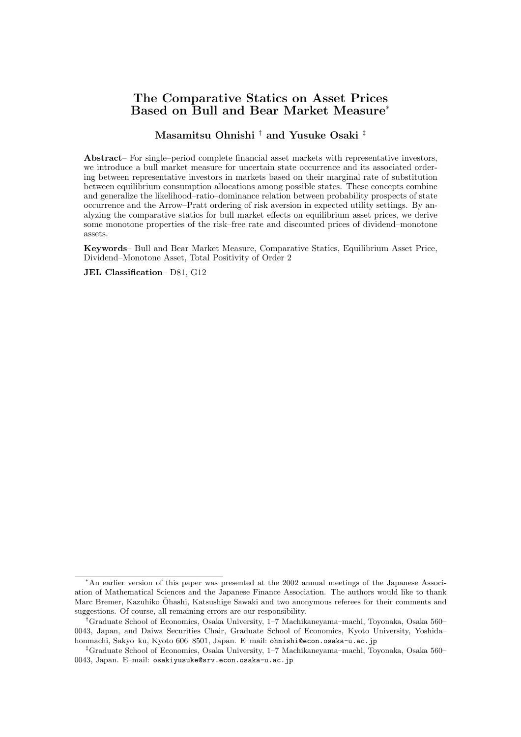# The Comparative Statics on Asset Prices Based on Bull and Bear Market Measure*

**Masamitsu Ohnishi † and Yusuke Osaki ‡**

**Abstract**– For single–period complete financial asset markets with representative investors, we introduce a bull market measure for uncertain state occurrence and its associated ordering between representative investors in markets based on their marginal rate of substitution between equilibrium consumption allocations among possible states. These concepts combine and generalize the likelihood–ratio–dominance relation between probability prospects of state occurrence and the Arrow–Pratt ordering of risk aversion in expected utility settings. By analyzing the comparative statics for bull market effects on equilibrium asset prices, we derive some monotone properties of the risk–free rate and discounted prices of dividend–monotone assets.

**Keywords**– Bull and Bear Market Measure, Comparative Statics, Equilibrium Asset Price, Dividend–Monotone Asset, Total Positivity of Order 2

**JEL Classification**– D81, G12

---

*An earlier version of this paper was presented at the 2002 annual meetings of the Japanese Association of Mathematical Sciences and the Japanese Finance Association. The authors would like to thank Marc Bremer, Kazuhiko Ōhashi, Katsushige Sawaki and two anonymous referees for their comments and suggestions. Of course, all remaining errors are our responsibility.

†Graduate School of Economics, Osaka University, 1–7 Machikaneyama–machi, Toyonaka, Osaka 560–0043, Japan, and Daiwa Securities Chair, Graduate School of Economics, Kyoto University, Yoshida–honmachi, Sakyo–ku, Kyoto 606–8501, Japan. E–mail: ohnishi@econ.osaka-u.ac.jp

‡Graduate School of Economics, Osaka University, 1–7 Machikaneyama–machi, Toyonaka, Osaka 560–0043, Japan. E–mail: osakiyusuke@srv.econ.osaka-u.ac.jp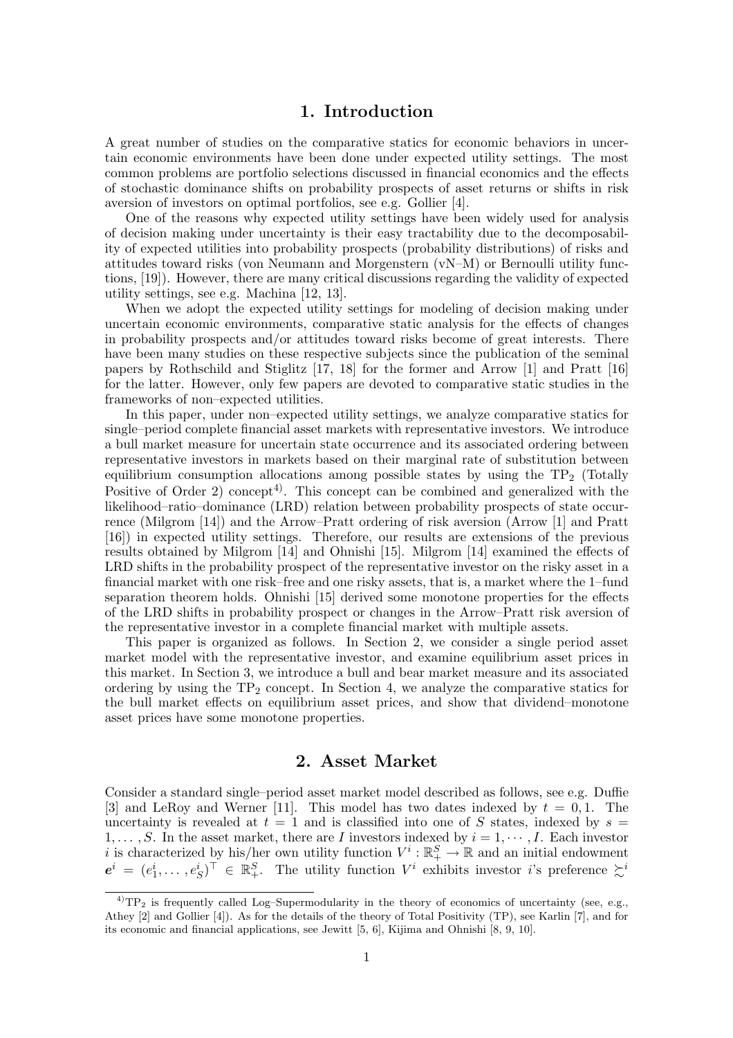# 1. Introduction

A great number of studies on the comparative statics for economic behaviors in uncertain economic environments have been done under expected utility settings. The most common problems are portfolio selections discussed in financial economics and the effects of stochastic dominance shifts on probability prospects of asset returns or shifts in risk aversion of investors on optimal portfolios, see e.g. Gollier [4].

One of the reasons why expected utility settings have been widely used for analysis of decision making under uncertainty is their easy tractability due to the decomposability of expected utilities into probability prospects (probability distributions) of risks and attitudes toward risks (von Neumann and Morgenstern (vN–M) or Bernoulli utility functions, [19]). However, there are many critical discussions regarding the validity of expected utility settings, see e.g. Machina [12, 13].

When we adopt the expected utility settings for modeling of decision making under uncertain economic environments, comparative static analysis for the effects of changes in probability prospects and/or attitudes toward risks become of great interests. There have been many studies on these respective subjects since the publication of the seminal papers by Rothschild and Stiglitz [17, 18] for the former and Arrow [1] and Pratt [16] for the latter. However, only few papers are devoted to comparative static studies in the frameworks of non–expected utilities.

In this paper, under non–expected utility settings, we analyze comparative statics for single–period complete financial asset markets with representative investors. We introduce a bull market measure for uncertain state occurrence and its associated ordering between representative investors in markets based on their marginal rate of substitution between equilibrium consumption allocations among possible states by using the $\mathrm{TP}_2$ (Totally Positive of Order 2) concept[4)]. This concept can be combined and generalized with the likelihood–ratio–dominance (LRD) relation between probability prospects of state occurrence (Milgrom [14]) and the Arrow–Pratt ordering of risk aversion (Arrow [1] and Pratt [16]) in expected utility settings. Therefore, our results are extensions of the previous results obtained by Milgrom [14] and Ohnishi [15]. Milgrom [14] examined the effects of LRD shifts in the probability prospect of the representative investor on the risky asset in a financial market with one risk–free and one risky assets, that is, a market where the 1–fund separation theorem holds. Ohnishi [15] derived some monotone properties for the effects of the LRD shifts in probability prospect or changes in the Arrow–Pratt risk aversion of the representative investor in a complete financial market with multiple assets.

This paper is organized as follows. In Section 2, we consider a single period asset market model with the representative investor, and examine equilibrium asset prices in this market. In Section 3, we introduce a bull and bear market measure and its associated ordering by using the $\mathrm{TP}_2$ concept. In Section 4, we analyze the comparative statics for the bull market effects on equilibrium asset prices, and show that dividend–monotone asset prices have some monotone properties.

# 2. Asset Market

Consider a standard single–period asset market model described as follows, see e.g. Duffie [3] and LeRoy and Werner [11]. This model has two dates indexed by $t = 0, 1$. The uncertainty is revealed at $t = 1$ and is classified into one of $S$ states, indexed by $s = 1, \ldots, S$. In the asset market, there are $I$ investors indexed by $i = 1, \cdots, I$. Each investor $i$ is characterized by his/her own utility function $V^i : \mathbb{R}^S_+ \to \mathbb{R}$ and an initial endowment $\boldsymbol{e}^i = (e^i_1, \ldots, e^i_S)^\top \in \mathbb{R}^S_+$. The utility function $V^i$ exhibits investor $i$'s preference $\succsim^i$

---

4) $\mathrm{TP}_2$ is frequently called Log–Supermodularity in the theory of economics of uncertainty (see, e.g., Athey [2] and Gollier [4]). As for the details of the theory of Total Positivity (TP), see Karlin [7], and for its economic and financial applications, see Jewitt [5, 6], Kijima and Ohnishi [8, 9, 10].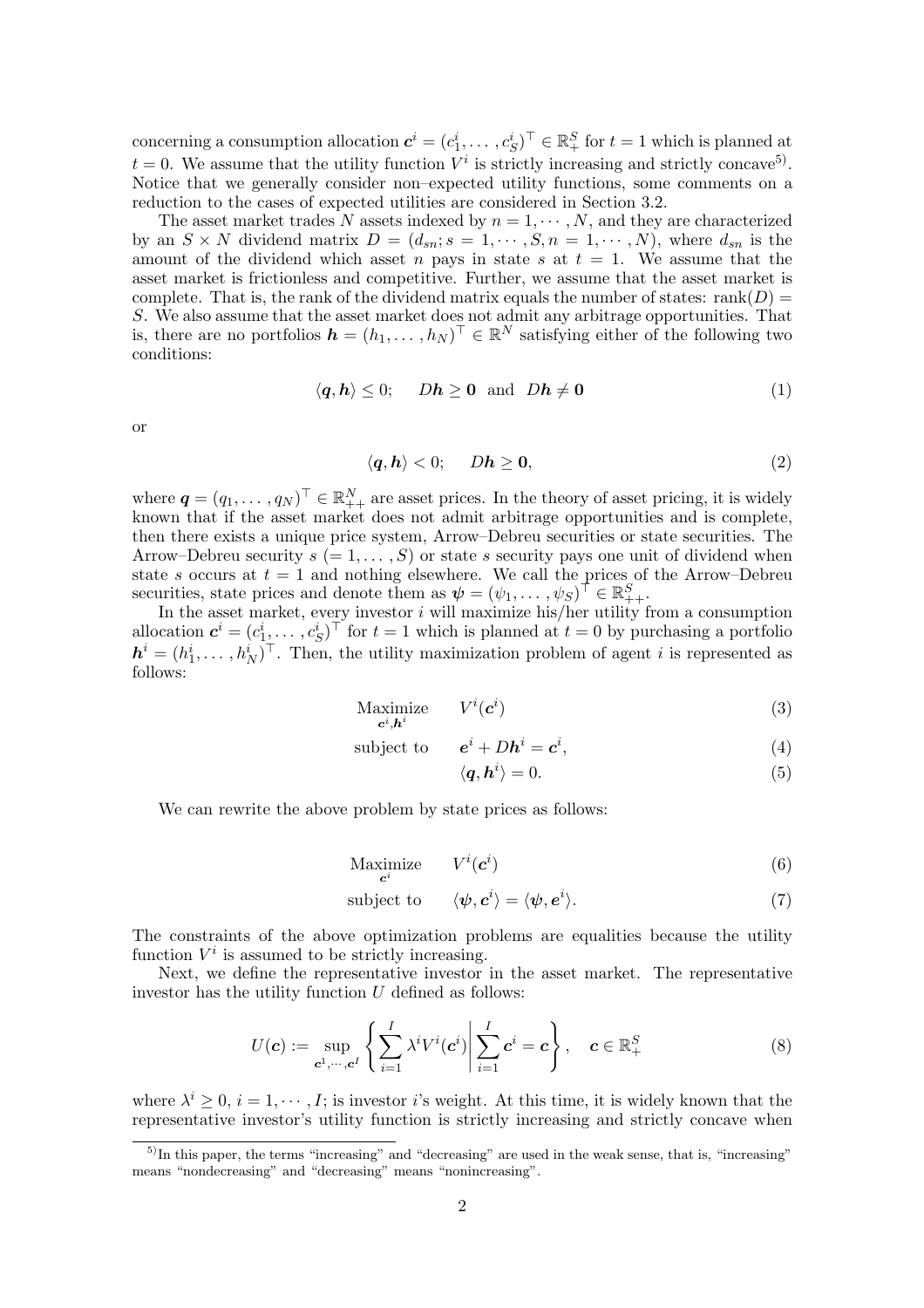concerning a consumption allocation $\boldsymbol{c}^i = (c_1^i, \dots, c_S^i)^\top \in \mathbb{R}_+^S$ for $t = 1$ which is planned at $t = 0$. We assume that the utility function $V^i$ is strictly increasing and strictly concave[5]. Notice that we generally consider non–expected utility functions, some comments on a reduction to the cases of expected utilities are considered in Section 3.2.

The asset market trades $N$ assets indexed by $n = 1, \cdots, N$, and they are characterized by an $S \times N$ dividend matrix $D = (d_{sn}; s = 1, \cdots, S, n = 1, \cdots, N)$, where $d_{sn}$ is the amount of the dividend which asset $n$ pays in state $s$ at $t = 1$. We assume that the asset market is frictionless and competitive. Further, we assume that the asset market is complete. That is, the rank of the dividend matrix equals the number of states: $\text{rank}(D) = S$. We also assume that the asset market does not admit any arbitrage opportunities. That is, there are no portfolios $\boldsymbol{h} = (h_1, \dots, h_N)^\top \in \mathbb{R}^N$ satisfying either of the following two conditions:

$$\langle \boldsymbol{q}, \boldsymbol{h} \rangle \leq 0; \quad D\boldsymbol{h} \geq \boldsymbol{0} \text{ and } D\boldsymbol{h} \neq \boldsymbol{0} \tag{1}$$

or

$$\langle \boldsymbol{q}, \boldsymbol{h} \rangle < 0; \quad D\boldsymbol{h} \geq \boldsymbol{0}, \tag{2}$$

where $\boldsymbol{q} = (q_1, \dots, q_N)^\top \in \mathbb{R}_{++}^N$ are asset prices. In the theory of asset pricing, it is widely known that if the asset market does not admit arbitrage opportunities and is complete, then there exists a unique price system, Arrow–Debreu securities or state securities. The Arrow–Debreu security $s$ $(= 1, \dots, S)$ or state $s$ security pays one unit of dividend when state $s$ occurs at $t = 1$ and nothing elsewhere. We call the prices of the Arrow–Debreu securities, state prices and denote them as $\boldsymbol{\psi} = (\psi_1, \dots, \psi_S)^\top \in \mathbb{R}_{++}^S$.

In the asset market, every investor $i$ will maximize his/her utility from a consumption allocation $\boldsymbol{c}^i = (c_1^i, \dots, c_S^i)^\top$ for $t = 1$ which is planned at $t = 0$ by purchasing a portfolio $\boldsymbol{h}^i = (h_1^i, \dots, h_N^i)^\top$. Then, the utility maximization problem of agent $i$ is represented as follows:

$$\underset{\boldsymbol{c}^i, \boldsymbol{h}^i}{\text{Maximize}} \quad V^i(\boldsymbol{c}^i) \tag{3}$$

$$\text{subject to} \quad \boldsymbol{e}^i + D\boldsymbol{h}^i = \boldsymbol{c}^i, \tag{4}$$

$$\langle \boldsymbol{q}, \boldsymbol{h}^i \rangle = 0. \tag{5}$$

We can rewrite the above problem by state prices as follows:

$$\underset{\boldsymbol{c}^i}{\text{Maximize}} \quad V^i(\boldsymbol{c}^i) \tag{6}$$

$$\text{subject to} \quad \langle \boldsymbol{\psi}, \boldsymbol{c}^i \rangle = \langle \boldsymbol{\psi}, \boldsymbol{e}^i \rangle. \tag{7}$$

The constraints of the above optimization problems are equalities because the utility function $V^i$ is assumed to be strictly increasing.

Next, we define the representative investor in the asset market. The representative investor has the utility function $U$ defined as follows:

$$U(\boldsymbol{c}) := \sup_{\boldsymbol{c}^1, \cdots, \boldsymbol{c}^I} \left\{ \sum_{i=1}^I \lambda^i V^i(\boldsymbol{c}^i) \middle| \sum_{i=1}^I \boldsymbol{c}^i = \boldsymbol{c} \right\}, \quad \boldsymbol{c} \in \mathbb{R}_+^S \tag{8}$$

where $\lambda^i \geq 0$, $i = 1, \cdots, I$; is investor $i$'s weight. At this time, it is widely known that the representative investor's utility function is strictly increasing and strictly concave when

[5] In this paper, the terms "increasing" and "decreasing" are used in the weak sense, that is, "increasing" means "nondecreasing" and "decreasing" means "nonincreasing".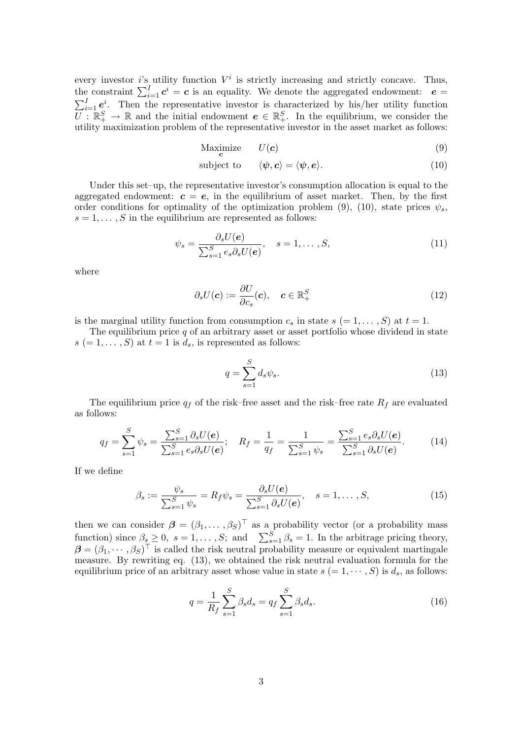every investor $i$'s utility function $V^i$ is strictly increasing and strictly concave. Thus, the constraint $\sum_{i=1}^{I} \boldsymbol{c}^i = \boldsymbol{c}$ is an equality. We denote the aggregated endowment: $\boldsymbol{e} = \sum_{i=1}^{I} \boldsymbol{e}^i$. Then the representative investor is characterized by his/her utility function $U : \mathbb{R}_+^S \to \mathbb{R}$ and the initial endowment $\boldsymbol{e} \in \mathbb{R}_+^S$. In the equilibrium, we consider the utility maximization problem of the representative investor in the asset market as follows:

$$\underset{\boldsymbol{c}}{\text{Maximize}} \quad U(\boldsymbol{c}) \tag{9}$$

$$\text{subject to} \quad \langle \boldsymbol{\psi}, \boldsymbol{c} \rangle = \langle \boldsymbol{\psi}, \boldsymbol{e} \rangle. \tag{10}$$

Under this set–up, the representative investor's consumption allocation is equal to the aggregated endowment: $\boldsymbol{c} = \boldsymbol{e}$, in the equilibrium of asset market. Then, by the first order conditions for optimality of the optimization problem (9), (10), state prices $\psi_s$, $s = 1, \ldots, S$ in the equilibrium are represented as follows:

$$\psi_s = \frac{\partial_s U(\boldsymbol{e})}{\sum_{s=1}^{S} e_s \partial_s U(\boldsymbol{e})}, \quad s = 1, \ldots, S, \tag{11}$$

where

$$\partial_s U(\boldsymbol{c}) := \frac{\partial U}{\partial c_s}(\boldsymbol{c}), \quad \boldsymbol{c} \in \mathbb{R}_+^S \tag{12}$$

is the marginal utility function from consumption $c_s$ in state $s$ $(= 1, \ldots, S)$ at $t = 1$.

The equilibrium price $q$ of an arbitrary asset or asset portfolio whose dividend in state $s$ $(= 1, \ldots, S)$ at $t = 1$ is $d_s$, is represented as follows:

$$q = \sum_{s=1}^{S} d_s \psi_s. \tag{13}$$

The equilibrium price $q_f$ of the risk–free asset and the risk–free rate $R_f$ are evaluated as follows:

$$q_f = \sum_{s=1}^{S} \psi_s = \frac{\sum_{s=1}^{S} \partial_s U(\boldsymbol{e})}{\sum_{s=1}^{S} e_s \partial_s U(\boldsymbol{e})}; \quad R_f = \frac{1}{q_f} = \frac{1}{\sum_{s=1}^{S} \psi_s} = \frac{\sum_{s=1}^{S} e_s \partial_s U(\boldsymbol{e})}{\sum_{s=1}^{S} \partial_s U(\boldsymbol{e})}. \tag{14}$$

If we define

$$\beta_s := \frac{\psi_s}{\sum_{s=1}^{S} \psi_s} = R_f \psi_s = \frac{\partial_s U(\boldsymbol{e})}{\sum_{s=1}^{S} \partial_s U(\boldsymbol{e})}, \quad s = 1, \ldots, S, \tag{15}$$

then we can consider $\boldsymbol{\beta} = (\beta_1, \ldots, \beta_S)^\top$ as a probability vector (or a probability mass function) since $\beta_s \geq 0$, $s = 1, \ldots, S$; and $\sum_{s=1}^{S} \beta_s = 1$. In the arbitrage pricing theory, $\boldsymbol{\beta} = (\beta_1, \cdots, \beta_S)^\top$ is called the risk neutral probability measure or equivalent martingale measure. By rewriting eq. (13), we obtained the risk neutral evaluation formula for the equilibrium price of an arbitrary asset whose value in state $s$ $(= 1, \cdots, S)$ is $d_s$, as follows:

$$q = \frac{1}{R_f} \sum_{s=1}^{S} \beta_s d_s = q_f \sum_{s=1}^{S} \beta_s d_s. \tag{16}$$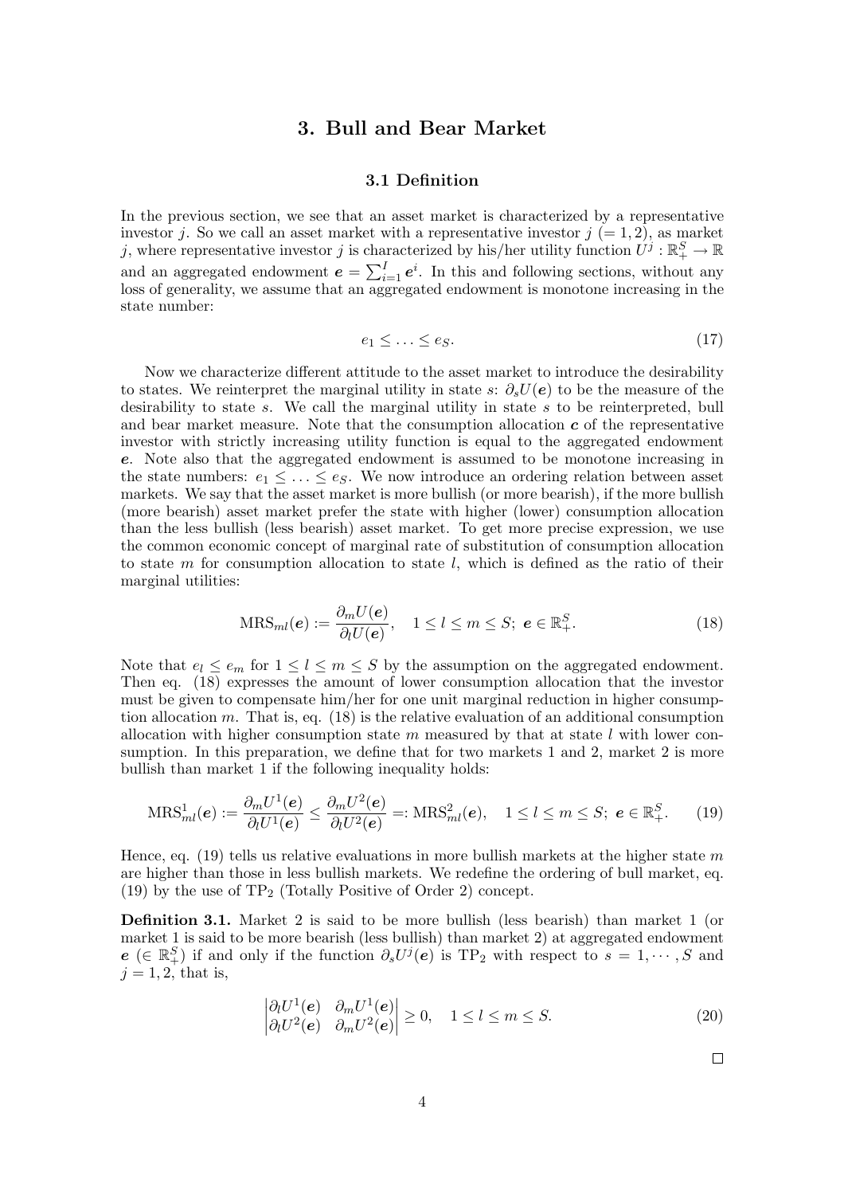## 3. Bull and Bear Market

### 3.1 Definition

In the previous section, we see that an asset market is characterized by a representative investor $j$. So we call an asset market with a representative investor $j$ $(= 1, 2)$, as market $j$, where representative investor $j$ is characterized by his/her utility function $U^j : \mathbb{R}^S_+ \to \mathbb{R}$ and an aggregated endowment $\boldsymbol{e} = \sum_{i=1}^{I} \boldsymbol{e}^i$. In this and following sections, without any loss of generality, we assume that an aggregated endowment is monotone increasing in the state number:

$$e_1 \le \ldots \le e_S. \tag{17}$$

Now we characterize different attitude to the asset market to introduce the desirability to states. We reinterpret the marginal utility in state $s$: $\partial_s U(\boldsymbol{e})$ to be the measure of the desirability to state $s$. We call the marginal utility in state $s$ to be reinterpreted, bull and bear market measure. Note that the consumption allocation $\boldsymbol{c}$ of the representative investor with strictly increasing utility function is equal to the aggregated endowment $\boldsymbol{e}$. Note also that the aggregated endowment is assumed to be monotone increasing in the state numbers: $e_1 \le \ldots \le e_S$. We now introduce an ordering relation between asset markets. We say that the asset market is more bullish (or more bearish), if the more bullish (more bearish) asset market prefer the state with higher (lower) consumption allocation than the less bullish (less bearish) asset market. To get more precise expression, we use the common economic concept of marginal rate of substitution of consumption allocation to state $m$ for consumption allocation to state $l$, which is defined as the ratio of their marginal utilities:

$$\mathrm{MRS}_{ml}(\boldsymbol{e}) := \frac{\partial_m U(\boldsymbol{e})}{\partial_l U(\boldsymbol{e})}, \quad 1 \le l \le m \le S;\ \boldsymbol{e} \in \mathbb{R}^S_+. \tag{18}$$

Note that $e_l \le e_m$ for $1 \le l \le m \le S$ by the assumption on the aggregated endowment. Then eq. (18) expresses the amount of lower consumption allocation that the investor must be given to compensate him/her for one unit marginal reduction in higher consumption allocation $m$. That is, eq. (18) is the relative evaluation of an additional consumption allocation with higher consumption state $m$ measured by that at state $l$ with lower consumption. In this preparation, we define that for two markets 1 and 2, market 2 is more bullish than market 1 if the following inequality holds:

$$\mathrm{MRS}^1_{ml}(\boldsymbol{e}) := \frac{\partial_m U^1(\boldsymbol{e})}{\partial_l U^1(\boldsymbol{e})} \le \frac{\partial_m U^2(\boldsymbol{e})}{\partial_l U^2(\boldsymbol{e})} =: \mathrm{MRS}^2_{ml}(\boldsymbol{e}), \quad 1 \le l \le m \le S;\ \boldsymbol{e} \in \mathbb{R}^S_+. \tag{19}$$

Hence, eq. (19) tells us relative evaluations in more bullish markets at the higher state $m$ are higher than those in less bullish markets. We redefine the ordering of bull market, eq. (19) by the use of $\mathrm{TP}_2$ (Totally Positive of Order 2) concept.

**Definition 3.1.** Market 2 is said to be more bullish (less bearish) than market 1 (or market 1 is said to be more bearish (less bullish) than market 2) at aggregated endowment $\boldsymbol{e}$ $(\in \mathbb{R}^S_+)$ if and only if the function $\partial_s U^j(\boldsymbol{e})$ is $\mathrm{TP}_2$ with respect to $s = 1, \cdots, S$ and $j = 1, 2$, that is,

$$\begin{vmatrix} \partial_l U^1(\boldsymbol{e}) & \partial_m U^1(\boldsymbol{e}) \\ \partial_l U^2(\boldsymbol{e}) & \partial_m U^2(\boldsymbol{e}) \end{vmatrix} \ge 0, \quad 1 \le l \le m \le S. \tag{20}$$

□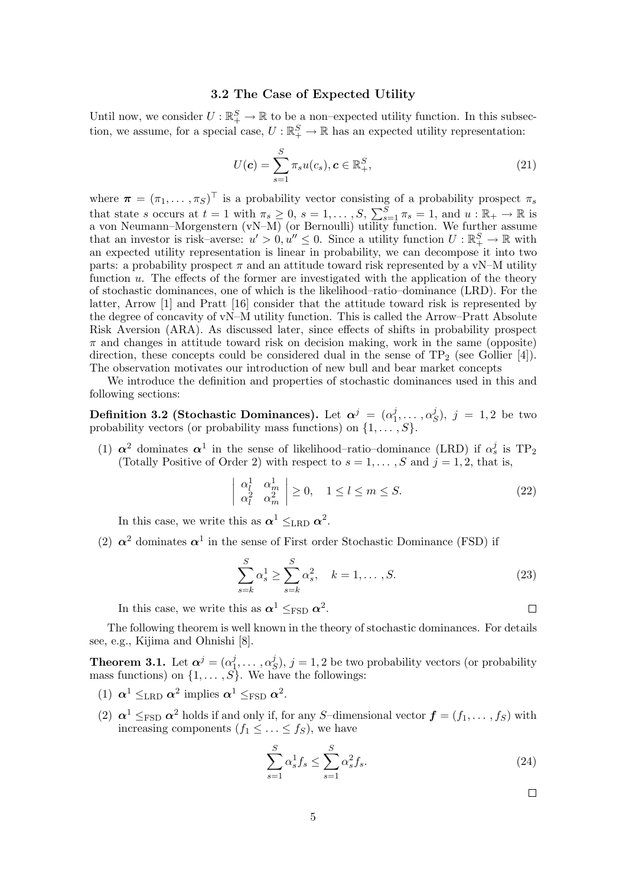### 3.2 The Case of Expected Utility

Until now, we consider $U : \mathbb{R}_+^S \to \mathbb{R}$ to be a non–expected utility function. In this subsection, we assume, for a special case, $U : \mathbb{R}_+^S \to \mathbb{R}$ has an expected utility representation:

$$U(\boldsymbol{c}) = \sum_{s=1}^{S} \pi_s u(c_s), \boldsymbol{c} \in \mathbb{R}_+^S, \tag{21}$$

where $\boldsymbol{\pi} = (\pi_1, \ldots, \pi_S)^\top$ is a probability vector consisting of a probability prospect $\pi_s$ that state $s$ occurs at $t = 1$ with $\pi_s \geq 0$, $s = 1, \ldots, S$, $\sum_{s=1}^{S} \pi_s = 1$, and $u : \mathbb{R}_+ \to \mathbb{R}$ is a von Neumann–Morgenstern (vN–M) (or Bernoulli) utility function. We further assume that an investor is risk–averse: $u' > 0, u'' \leq 0$. Since a utility function $U : \mathbb{R}_+^S \to \mathbb{R}$ with an expected utility representation is linear in probability, we can decompose it into two parts: a probability prospect $\pi$ and an attitude toward risk represented by a vN–M utility function $u$. The effects of the former are investigated with the application of the theory of stochastic dominances, one of which is the likelihood–ratio–dominance (LRD). For the latter, Arrow [1] and Pratt [16] consider that the attitude toward risk is represented by the degree of concavity of vN–M utility function. This is called the Arrow–Pratt Absolute Risk Aversion (ARA). As discussed later, since effects of shifts in probability prospect $\pi$ and changes in attitude toward risk on decision making, work in the same (opposite) direction, these concepts could be considered dual in the sense of $\mathrm{TP}_2$ (see Gollier [4]). The observation motivates our introduction of new bull and bear market concepts

We introduce the definition and properties of stochastic dominances used in this and following sections:

**Definition 3.2 (Stochastic Dominances).** Let $\boldsymbol{\alpha}^j = (\alpha_1^j, \ldots, \alpha_S^j)$, $j = 1, 2$ be two probability vectors (or probability mass functions) on $\{1, \ldots, S\}$.

(1) $\boldsymbol{\alpha}^2$ dominates $\boldsymbol{\alpha}^1$ in the sense of likelihood–ratio–dominance (LRD) if $\alpha_s^j$ is $\mathrm{TP}_2$ (Totally Positive of Order 2) with respect to $s = 1, \ldots, S$ and $j = 1, 2$, that is,

$$\begin{vmatrix} \alpha_l^1 & \alpha_m^1 \\ \alpha_l^2 & \alpha_m^2 \end{vmatrix} \geq 0, \quad 1 \leq l \leq m \leq S. \tag{22}$$

In this case, we write this as $\boldsymbol{\alpha}^1 \leq_{\mathrm{LRD}} \boldsymbol{\alpha}^2$.

(2) $\boldsymbol{\alpha}^2$ dominates $\boldsymbol{\alpha}^1$ in the sense of First order Stochastic Dominance (FSD) if

$$\sum_{s=k}^{S} \alpha_s^1 \geq \sum_{s=k}^{S} \alpha_s^2, \quad k = 1, \ldots, S. \tag{23}$$

In this case, we write this as $\boldsymbol{\alpha}^1 \leq_{\mathrm{FSD}} \boldsymbol{\alpha}^2$. □

The following theorem is well known in the theory of stochastic dominances. For details see, e.g., Kijima and Ohnishi [8].

**Theorem 3.1.** Let $\boldsymbol{\alpha}^j = (\alpha_1^j, \ldots, \alpha_S^j)$, $j = 1, 2$ be two probability vectors (or probability mass functions) on $\{1, \ldots, S\}$. We have the followings:

(1) $\boldsymbol{\alpha}^1 \leq_{\mathrm{LRD}} \boldsymbol{\alpha}^2$ implies $\boldsymbol{\alpha}^1 \leq_{\mathrm{FSD}} \boldsymbol{\alpha}^2$.

(2) $\boldsymbol{\alpha}^1 \leq_{\mathrm{FSD}} \boldsymbol{\alpha}^2$ holds if and only if, for any $S$–dimensional vector $\boldsymbol{f} = (f_1, \ldots, f_S)$ with increasing components $(f_1 \leq \ldots \leq f_S)$, we have

$$\sum_{s=1}^{S} \alpha_s^1 f_s \leq \sum_{s=1}^{S} \alpha_s^2 f_s. \tag{24}$$

□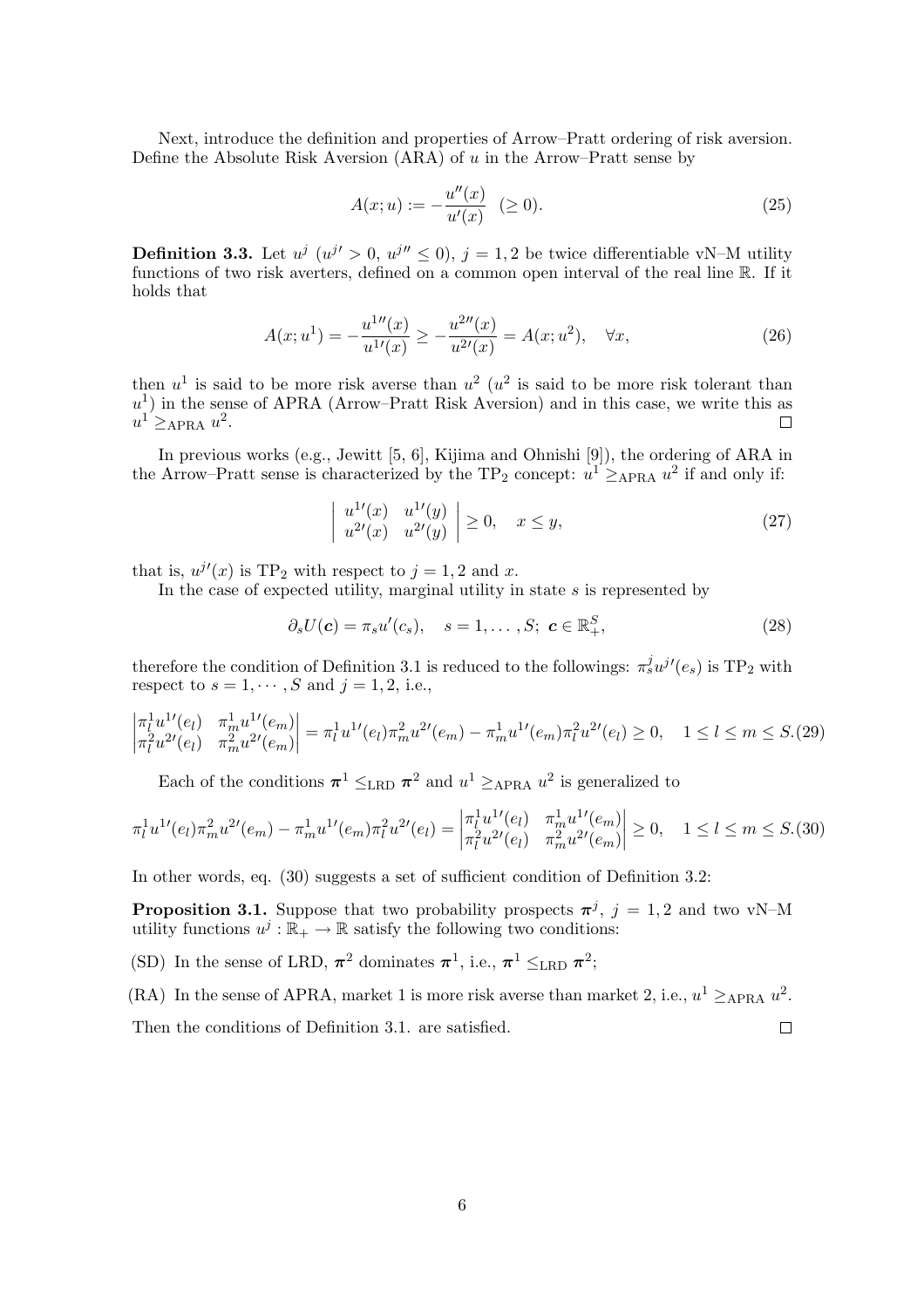Next, introduce the definition and properties of Arrow–Pratt ordering of risk aversion. Define the Absolute Risk Aversion (ARA) of $u$ in the Arrow–Pratt sense by

$$A(x;u) := -\frac{u''(x)}{u'(x)} \quad (\geq 0). \tag{25}$$

**Definition 3.3.** Let $u^j$ ($u^{j\prime} > 0$, $u^{j\prime\prime} \leq 0$), $j = 1, 2$ be twice differentiable vN–M utility functions of two risk averters, defined on a common open interval of the real line $\mathbb{R}$. If it holds that

$$A(x;u^1) = -\frac{u^{1\prime\prime}(x)}{u^{1\prime}(x)} \geq -\frac{u^{2\prime\prime}(x)}{u^{2\prime}(x)} = A(x;u^2), \quad \forall x, \tag{26}$$

then $u^1$ is said to be more risk averse than $u^2$ ($u^2$ is said to be more risk tolerant than $u^1$) in the sense of APRA (Arrow–Pratt Risk Aversion) and in this case, we write this as $u^1 \geq_{\mathrm{APRA}} u^2$. □

In previous works (e.g., Jewitt [5, 6], Kijima and Ohnishi [9]), the ordering of ARA in the Arrow–Pratt sense is characterized by the TP$_2$ concept: $u^1 \geq_{\mathrm{APRA}} u^2$ if and only if:

$$\begin{vmatrix} u^{1\prime}(x) & u^{1\prime}(y) \\ u^{2\prime}(x) & u^{2\prime}(y) \end{vmatrix} \geq 0, \quad x \leq y, \tag{27}$$

that is, $u^{j\prime}(x)$ is TP$_2$ with respect to $j = 1, 2$ and $x$.

In the case of expected utility, marginal utility in state $s$ is represented by

$$\partial_s U(\boldsymbol{c}) = \pi_s u'(c_s), \quad s = 1, \ldots, S;\ \boldsymbol{c} \in \mathbb{R}^S_+, \tag{28}$$

therefore the condition of Definition 3.1 is reduced to the followings: $\pi^j_s u^{j\prime}(e_s)$ is TP$_2$ with respect to $s = 1, \cdots, S$ and $j = 1, 2$, i.e.,

$$\begin{vmatrix} \pi^1_l u^{1\prime}(e_l) & \pi^1_m u^{1\prime}(e_m) \\ \pi^2_l u^{2\prime}(e_l) & \pi^2_m u^{2\prime}(e_m) \end{vmatrix} = \pi^1_l u^{1\prime}(e_l)\pi^2_m u^{2\prime}(e_m) - \pi^1_m u^{1\prime}(e_m)\pi^2_l u^{2\prime}(e_l) \geq 0, \quad 1 \leq l \leq m \leq S. \tag{29}$$

Each of the conditions $\boldsymbol{\pi}^1 \leq_{\mathrm{LRD}} \boldsymbol{\pi}^2$ and $u^1 \geq_{\mathrm{APRA}} u^2$ is generalized to

$$\pi^1_l u^{1\prime}(e_l)\pi^2_m u^{2\prime}(e_m) - \pi^1_m u^{1\prime}(e_m)\pi^2_l u^{2\prime}(e_l) = \begin{vmatrix} \pi^1_l u^{1\prime}(e_l) & \pi^1_m u^{1\prime}(e_m) \\ \pi^2_l u^{2\prime}(e_l) & \pi^2_m u^{2\prime}(e_m) \end{vmatrix} \geq 0, \quad 1 \leq l \leq m \leq S. \tag{30}$$

In other words, eq. (30) suggests a set of sufficient condition of Definition 3.2:

**Proposition 3.1.** Suppose that two probability prospects $\boldsymbol{\pi}^j$, $j = 1, 2$ and two vN–M utility functions $u^j : \mathbb{R}_+ \to \mathbb{R}$ satisfy the following two conditions:

(SD) In the sense of LRD, $\boldsymbol{\pi}^2$ dominates $\boldsymbol{\pi}^1$, i.e., $\boldsymbol{\pi}^1 \leq_{\mathrm{LRD}} \boldsymbol{\pi}^2$;

(RA) In the sense of APRA, market 1 is more risk averse than market 2, i.e., $u^1 \geq_{\mathrm{APRA}} u^2$.

Then the conditions of Definition 3.1. are satisfied. □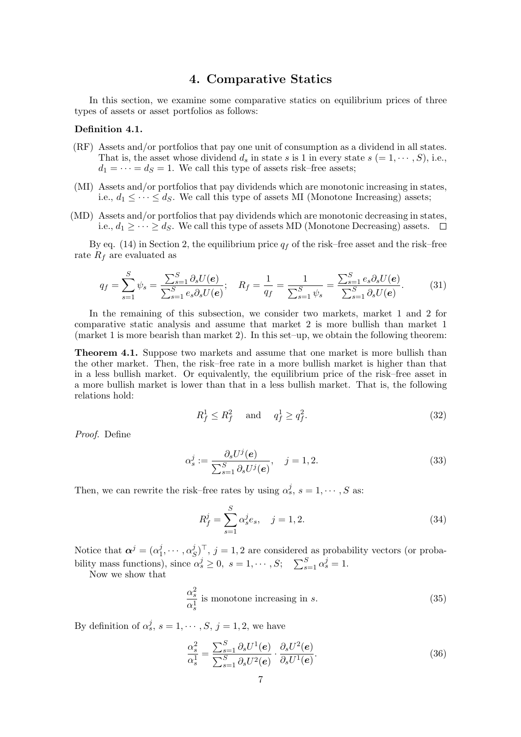## 4. Comparative Statics

In this section, we examine some comparative statics on equilibrium prices of three types of assets or asset portfolios as follows:

**Definition 4.1.**

(RF) Assets and/or portfolios that pay one unit of consumption as a dividend in all states. That is, the asset whose dividend $d_s$ in state $s$ is 1 in every state $s$ $(= 1, \cdots, S)$, i.e., $d_1 = \cdots = d_S = 1$. We call this type of assets risk–free assets;

(MI) Assets and/or portfolios that pay dividends which are monotonic increasing in states, i.e., $d_1 \leq \cdots \leq d_S$. We call this type of assets MI (Monotone Increasing) assets;

(MD) Assets and/or portfolios that pay dividends which are monotonic decreasing in states, i.e., $d_1 \geq \cdots \geq d_S$. We call this type of assets MD (Monotone Decreasing) assets. $\square$

By eq. (14) in Section 2, the equilibrium price $q_f$ of the risk–free asset and the risk–free rate $R_f$ are evaluated as

$$q_f = \sum_{s=1}^{S} \psi_s = \frac{\sum_{s=1}^{S} \partial_s U(\boldsymbol{e})}{\sum_{s=1}^{S} e_s \partial_s U(\boldsymbol{e})}; \quad R_f = \frac{1}{q_f} = \frac{1}{\sum_{s=1}^{S} \psi_s} = \frac{\sum_{s=1}^{S} e_s \partial_s U(\boldsymbol{e})}{\sum_{s=1}^{S} \partial_s U(\boldsymbol{e})}. \tag{31}$$

In the remaining of this subsection, we consider two markets, market 1 and 2 for comparative static analysis and assume that market 2 is more bullish than market 1 (market 1 is more bearish than market 2). In this set–up, we obtain the following theorem:

**Theorem 4.1.** Suppose two markets and assume that one market is more bullish than the other market. Then, the risk–free rate in a more bullish market is higher than that in a less bullish market. Or equivalently, the equilibrium price of the risk–free asset in a more bullish market is lower than that in a less bullish market. That is, the following relations hold:

$$R_f^1 \leq R_f^2 \quad \text{and} \quad q_f^1 \geq q_f^2. \tag{32}$$

*Proof.* Define

$$\alpha_s^j := \frac{\partial_s U^j(\boldsymbol{e})}{\sum_{s=1}^{S} \partial_s U^j(\boldsymbol{e})}, \quad j = 1, 2. \tag{33}$$

Then, we can rewrite the risk–free rates by using $\alpha_s^j$, $s = 1, \cdots, S$ as:

$$R_f^j = \sum_{s=1}^{S} \alpha_s^j e_s, \quad j = 1, 2. \tag{34}$$

Notice that $\boldsymbol{\alpha}^j = (\alpha_1^j, \cdots, \alpha_S^j)^\top$, $j = 1, 2$ are considered as probability vectors (or probability mass functions), since $\alpha_s^j \geq 0$, $s = 1, \cdots, S$; $\sum_{s=1}^{S} \alpha_s^j = 1$.

Now we show that

$$\frac{\alpha_s^2}{\alpha_s^1} \text{ is monotone increasing in } s. \tag{35}$$

By definition of $\alpha_s^j$, $s = 1, \cdots, S$, $j = 1, 2$, we have

$$\frac{\alpha_s^2}{\alpha_s^1} = \frac{\sum_{s=1}^{S} \partial_s U^1(\boldsymbol{e})}{\sum_{s=1}^{S} \partial_s U^2(\boldsymbol{e})} \cdot \frac{\partial_s U^2(\boldsymbol{e})}{\partial_s U^1(\boldsymbol{e})}. \tag{36}$$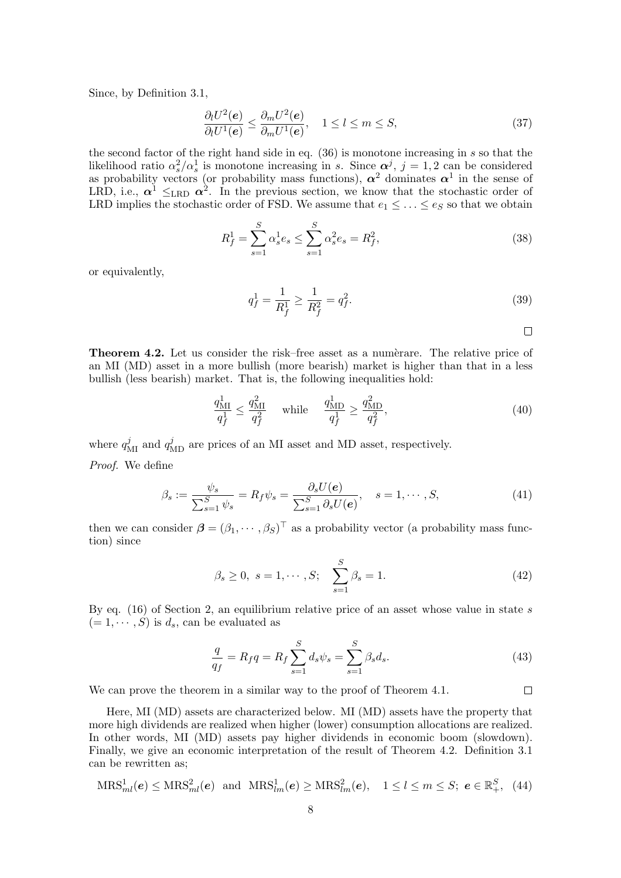Since, by Definition 3.1,

$$\frac{\partial_l U^2(\boldsymbol{e})}{\partial_l U^1(\boldsymbol{e})} \leq \frac{\partial_m U^2(\boldsymbol{e})}{\partial_m U^1(\boldsymbol{e})}, \quad 1 \leq l \leq m \leq S, \tag{37}$$

the second factor of the right hand side in eq. (36) is monotone increasing in $s$ so that the likelihood ratio $\alpha_s^2/\alpha_s^1$ is monotone increasing in $s$. Since $\boldsymbol{\alpha}^j$, $j = 1, 2$ can be considered as probability vectors (or probability mass functions), $\boldsymbol{\alpha}^2$ dominates $\boldsymbol{\alpha}^1$ in the sense of LRD, i.e., $\boldsymbol{\alpha}^1 \leq_{\text{LRD}} \boldsymbol{\alpha}^2$. In the previous section, we know that the stochastic order of LRD implies the stochastic order of FSD. We assume that $e_1 \leq \ldots \leq e_S$ so that we obtain

$$R_f^1 = \sum_{s=1}^{S} \alpha_s^1 e_s \leq \sum_{s=1}^{S} \alpha_s^2 e_s = R_f^2, \tag{38}$$

or equivalently,

$$q_f^1 = \frac{1}{R_f^1} \geq \frac{1}{R_f^2} = q_f^2. \tag{39}$$

□

**Theorem 4.2.** Let us consider the risk–free asset as a numèrare. The relative price of an MI (MD) asset in a more bullish (more bearish) market is higher than that in a less bullish (less bearish) market. That is, the following inequalities hold:

$$\frac{q_{\text{MI}}^1}{q_f^1} \leq \frac{q_{\text{MI}}^2}{q_f^2} \quad \text{while} \quad \frac{q_{\text{MD}}^1}{q_f^1} \geq \frac{q_{\text{MD}}^2}{q_f^2}, \tag{40}$$

where $q_{\text{MI}}^j$ and $q_{\text{MD}}^j$ are prices of an MI asset and MD asset, respectively.

*Proof.* We define

$$\beta_s := \frac{\psi_s}{\sum_{s=1}^{S} \psi_s} = R_f \psi_s = \frac{\partial_s U(\boldsymbol{e})}{\sum_{s=1}^{S} \partial_s U(\boldsymbol{e})}, \quad s = 1, \cdots, S, \tag{41}$$

then we can consider $\boldsymbol{\beta} = (\beta_1, \cdots, \beta_S)^\top$ as a probability vector (a probability mass function) since

$$\beta_s \geq 0, \ s = 1, \cdots, S; \quad \sum_{s=1}^{S} \beta_s = 1. \tag{42}$$

By eq. (16) of Section 2, an equilibrium relative price of an asset whose value in state $s$ $(= 1, \cdots, S)$ is $d_s$, can be evaluated as

$$\frac{q}{q_f} = R_f q = R_f \sum_{s=1}^{S} d_s \psi_s = \sum_{s=1}^{S} \beta_s d_s. \tag{43}$$

We can prove the theorem in a similar way to the proof of Theorem 4.1. □

Here, MI (MD) assets are characterized below. MI (MD) assets have the property that more high dividends are realized when higher (lower) consumption allocations are realized. In other words, MI (MD) assets pay higher dividends in economic boom (slowdown). Finally, we give an economic interpretation of the result of Theorem 4.2. Definition 3.1 can be rewritten as;

$$\text{MRS}_{ml}^1(\boldsymbol{e}) \leq \text{MRS}_{ml}^2(\boldsymbol{e}) \ \text{ and } \ \text{MRS}_{lm}^1(\boldsymbol{e}) \geq \text{MRS}_{lm}^2(\boldsymbol{e}), \quad 1 \leq l \leq m \leq S; \ \boldsymbol{e} \in \mathbb{R}_+^S, \tag{44}$$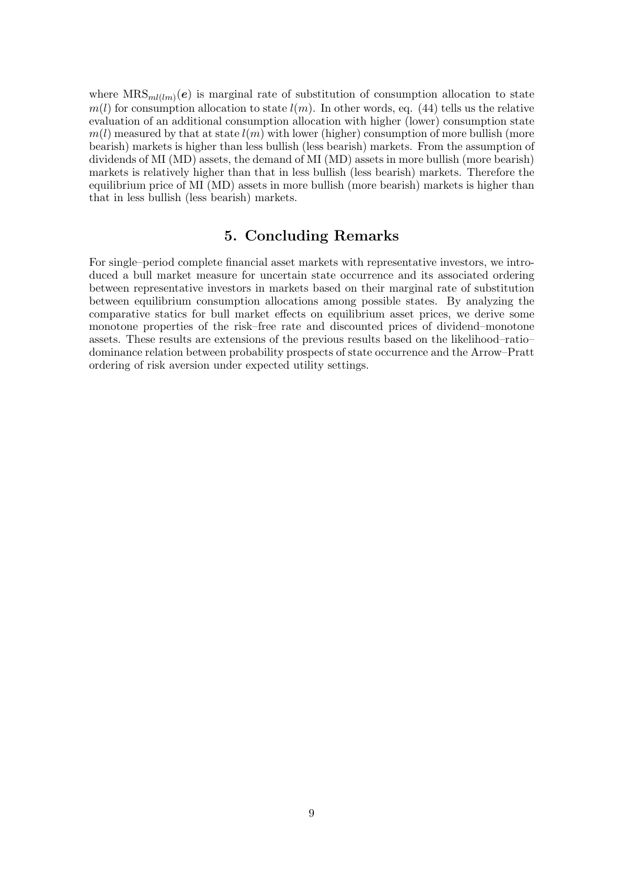where $\mathrm{MRS}_{ml(lm)}(\boldsymbol{e})$ is marginal rate of substitution of consumption allocation to state $m(l)$ for consumption allocation to state $l(m)$. In other words, eq. (44) tells us the relative evaluation of an additional consumption allocation with higher (lower) consumption state $m(l)$ measured by that at state $l(m)$ with lower (higher) consumption of more bullish (more bearish) markets is higher than less bullish (less bearish) markets. From the assumption of dividends of MI (MD) assets, the demand of MI (MD) assets in more bullish (more bearish) markets is relatively higher than that in less bullish (less bearish) markets. Therefore the equilibrium price of MI (MD) assets in more bullish (more bearish) markets is higher than that in less bullish (less bearish) markets.

## 5. Concluding Remarks

For single–period complete financial asset markets with representative investors, we introduced a bull market measure for uncertain state occurrence and its associated ordering between representative investors in markets based on their marginal rate of substitution between equilibrium consumption allocations among possible states. By analyzing the comparative statics for bull market effects on equilibrium asset prices, we derive some monotone properties of the risk–free rate and discounted prices of dividend–monotone assets. These results are extensions of the previous results based on the likelihood–ratio–dominance relation between probability prospects of state occurrence and the Arrow–Pratt ordering of risk aversion under expected utility settings.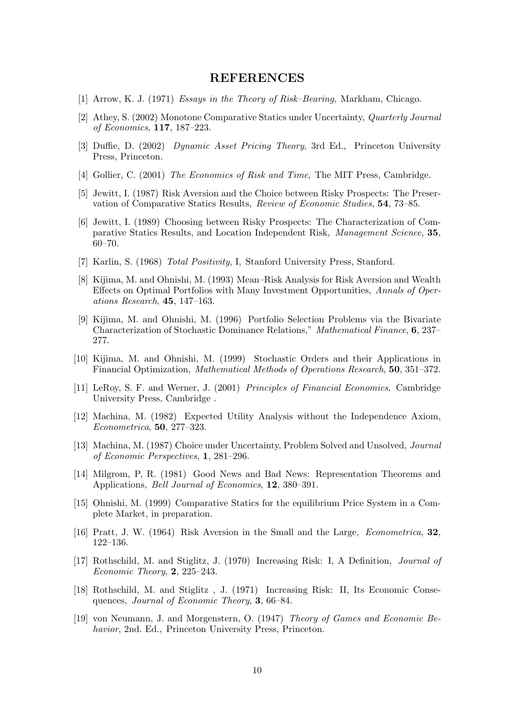## REFERENCES

[1] Arrow, K. J. (1971) *Essays in the Theory of Risk–Bearing*, Markham, Chicago.

[2] Athey, S. (2002) Monotone Comparative Statics under Uncertainty, *Quarterly Journal of Economics*, **117**, 187–223.

[3] Duffie, D. (2002) *Dynamic Asset Pricing Theory*, 3rd Ed., Princeton University Press, Princeton.

[4] Gollier, C. (2001) *The Economics of Risk and Time*, The MIT Press, Cambridge.

[5] Jewitt, I. (1987) Risk Aversion and the Choice between Risky Prospects: The Preservation of Comparative Statics Results, *Review of Economic Studies*, **54**, 73–85.

[6] Jewitt, I. (1989) Choosing between Risky Prospects: The Characterization of Comparative Statics Results, and Location Independent Risk, *Management Science*, **35**, 60–70.

[7] Karlin, S. (1968) *Total Positivity*, I, Stanford University Press, Stanford.

[8] Kijima, M. and Ohnishi, M. (1993) Mean–Risk Analysis for Risk Aversion and Wealth Effects on Optimal Portfolios with Many Investment Opportunities, *Annals of Operations Research*, **45**, 147–163.

[9] Kijima, M. and Ohnishi, M. (1996) Portfolio Selection Problems via the Bivariate Characterization of Stochastic Dominance Relations," *Mathematical Finance*, **6**, 237–277.

[10] Kijima, M. and Ohnishi, M. (1999) Stochastic Orders and their Applications in Financial Optimization, *Mathematical Methods of Operations Research*, **50**, 351–372.

[11] LeRoy, S. F. and Werner, J. (2001) *Principles of Financial Economics*, Cambridge University Press, Cambridge .

[12] Machina, M. (1982) Expected Utility Analysis without the Independence Axiom, *Econometrica*, **50**, 277–323.

[13] Machina, M. (1987) Choice under Uncertainty, Problem Solved and Unsolved, *Journal of Economic Perspectives*, **1**, 281–296.

[14] Milgrom, P, R. (1981) Good News and Bad News: Representation Theorems and Applications, *Bell Journal of Economics*, **12**, 380–391.

[15] Ohnishi, M. (1999) Comparative Statics for the equilibrium Price System in a Complete Market, in preparation.

[16] Pratt, J. W. (1964) Risk Aversion in the Small and the Large, *Econometrica*, **32**, 122–136.

[17] Rothschild, M. and Stiglitz, J. (1970) Increasing Risk: I, A Definition, *Journal of Economic Theory*, **2**, 225–243.

[18] Rothschild, M. and Stiglitz , J. (1971) Increasing Risk: II, Its Economic Consequences, *Journal of Economic Theory*, **3**, 66–84.

[19] von Neumann, J. and Morgenstern, O. (1947) *Theory of Games and Economic Behavior*, 2nd. Ed., Princeton University Press, Princeton.